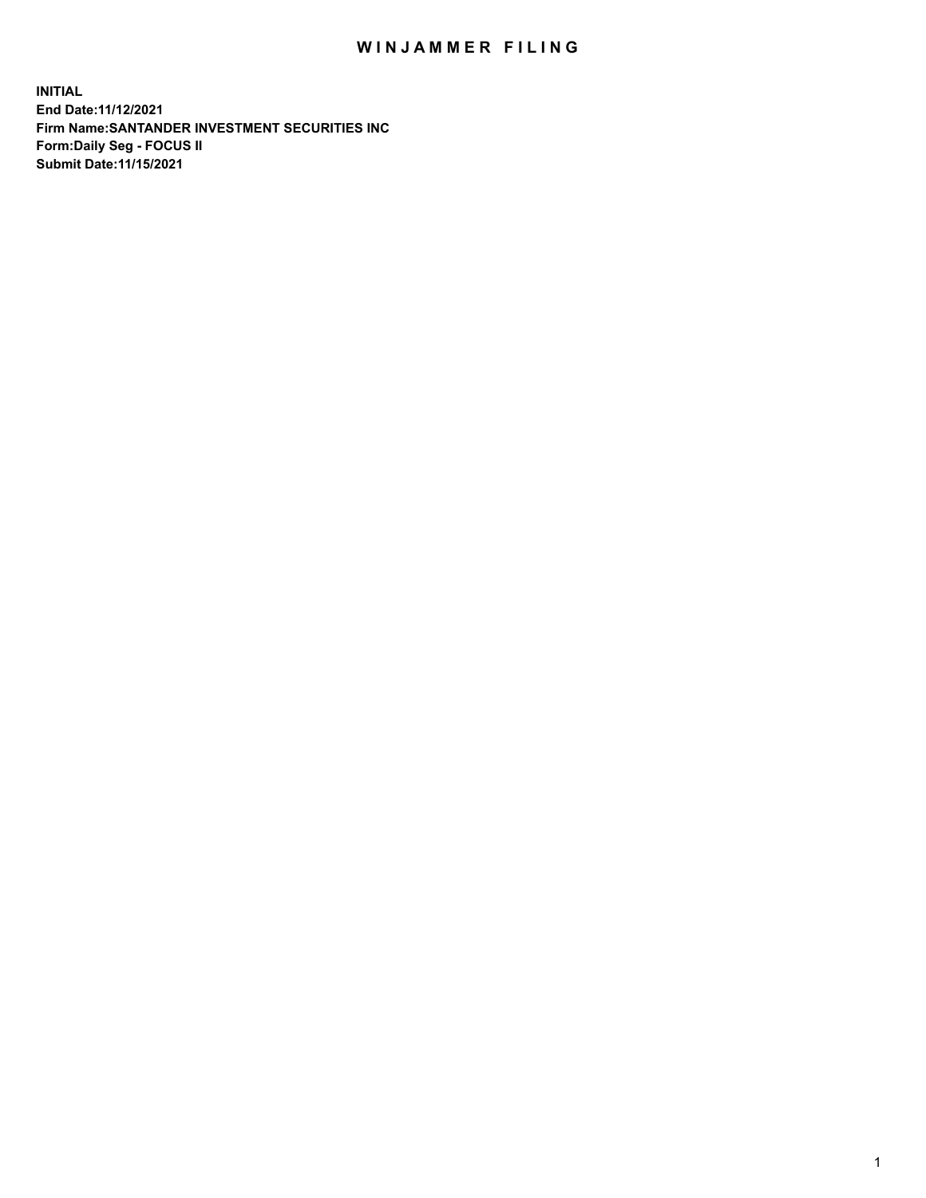# WINJAMMER FILING

**INITIAL**
**End Date:11/12/2021**
**Firm Name:SANTANDER INVESTMENT SECURITIES INC**
**Form:Daily Seg - FOCUS II**
**Submit Date:11/15/2021**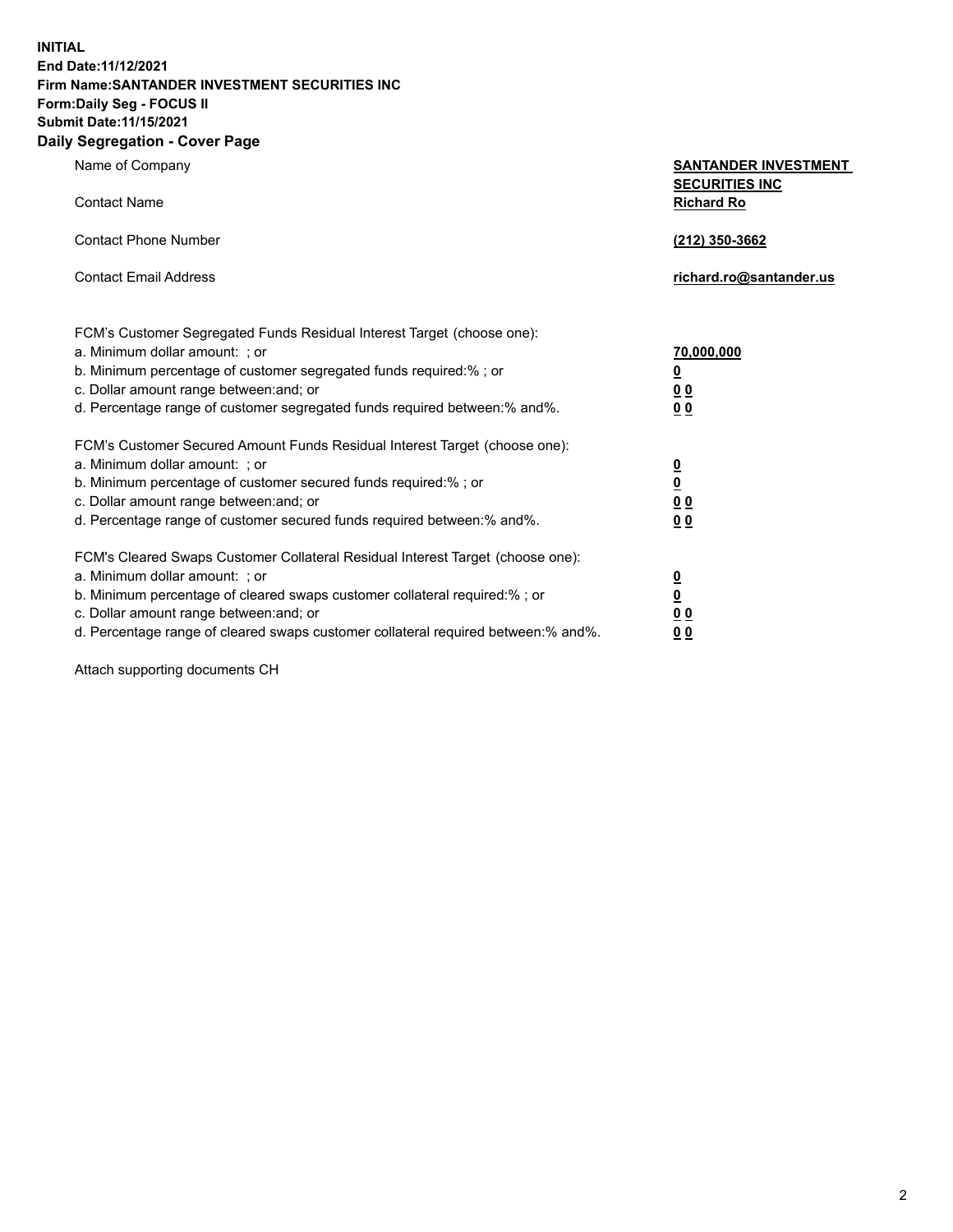**INITIAL**
**End Date:11/12/2021**
**Firm Name:SANTANDER INVESTMENT SECURITIES INC**
**Form:Daily Seg - FOCUS II**
**Submit Date:11/15/2021**

## Daily Segregation - Cover Page

| | |
|---|---|
| Name of Company | **SANTANDER INVESTMENT SECURITIES INC** |
| Contact Name | **Richard Ro** |
| Contact Phone Number | **(212) 350-3662** |
| Contact Email Address | **richard.ro@santander.us** |

| | |
|---|---|
| FCM's Customer Segregated Funds Residual Interest Target (choose one): | |
| a. Minimum dollar amount: ; or | **70,000,000** |
| b. Minimum percentage of customer segregated funds required:% ; or | **0** |
| c. Dollar amount range between:and; or | **0 0** |
| d. Percentage range of customer segregated funds required between:% and%. | **0 0** |
| FCM's Customer Secured Amount Funds Residual Interest Target (choose one): | |
| a. Minimum dollar amount: ; or | **0** |
| b. Minimum percentage of customer secured funds required:% ; or | **0** |
| c. Dollar amount range between:and; or | **0 0** |
| d. Percentage range of customer secured funds required between:% and%. | **0 0** |
| FCM's Cleared Swaps Customer Collateral Residual Interest Target (choose one): | |
| a. Minimum dollar amount: ; or | **0** |
| b. Minimum percentage of cleared swaps customer collateral required:% ; or | **0** |
| c. Dollar amount range between:and; or | **0 0** |
| d. Percentage range of cleared swaps customer collateral required between:% and%. | **0 0** |

Attach supporting documents CH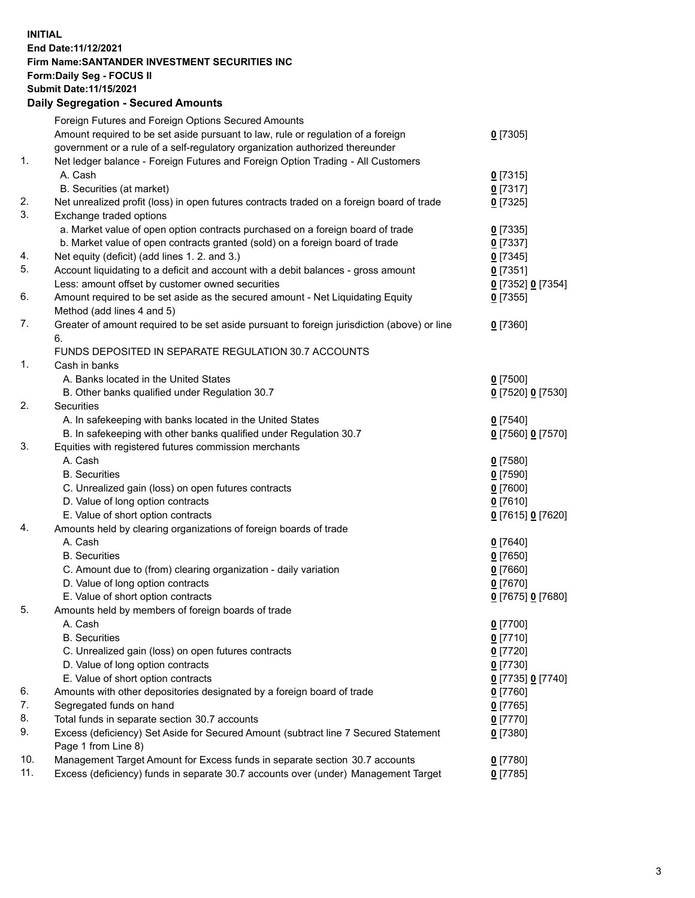**INITIAL**
**End Date:11/12/2021**
**Firm Name:SANTANDER INVESTMENT SECURITIES INC**
**Form:Daily Seg - FOCUS II**
**Submit Date:11/15/2021**

## Daily Segregation - Secured Amounts

| | | |
|---|---|---|
| | Foreign Futures and Foreign Options Secured Amounts | |
| | Amount required to be set aside pursuant to law, rule or regulation of a foreign government or a rule of a self-regulatory organization authorized thereunder | **0** [7305] |
| 1. | Net ledger balance - Foreign Futures and Foreign Option Trading - All Customers | |
| | A. Cash | **0** [7315] |
| | B. Securities (at market) | **0** [7317] |
| 2. | Net unrealized profit (loss) in open futures contracts traded on a foreign board of trade | **0** [7325] |
| 3. | Exchange traded options | |
| | a. Market value of open option contracts purchased on a foreign board of trade | **0** [7335] |
| | b. Market value of open contracts granted (sold) on a foreign board of trade | **0** [7337] |
| 4. | Net equity (deficit) (add lines 1. 2. and 3.) | **0** [7345] |
| 5. | Account liquidating to a deficit and account with a debit balances - gross amount | **0** [7351] |
| | Less: amount offset by customer owned securities | **0** [7352] **0** [7354] |
| 6. | Amount required to be set aside as the secured amount - Net Liquidating Equity Method (add lines 4 and 5) | **0** [7355] |
| 7. | Greater of amount required to be set aside pursuant to foreign jurisdiction (above) or line 6. | **0** [7360] |
| | FUNDS DEPOSITED IN SEPARATE REGULATION 30.7 ACCOUNTS | |
| 1. | Cash in banks | |
| | A. Banks located in the United States | **0** [7500] |
| | B. Other banks qualified under Regulation 30.7 | **0** [7520] **0** [7530] |
| 2. | Securities | |
| | A. In safekeeping with banks located in the United States | **0** [7540] |
| | B. In safekeeping with other banks qualified under Regulation 30.7 | **0** [7560] **0** [7570] |
| 3. | Equities with registered futures commission merchants | |
| | A. Cash | **0** [7580] |
| | B. Securities | **0** [7590] |
| | C. Unrealized gain (loss) on open futures contracts | **0** [7600] |
| | D. Value of long option contracts | **0** [7610] |
| | E. Value of short option contracts | **0** [7615] **0** [7620] |
| 4. | Amounts held by clearing organizations of foreign boards of trade | |
| | A. Cash | **0** [7640] |
| | B. Securities | **0** [7650] |
| | C. Amount due to (from) clearing organization - daily variation | **0** [7660] |
| | D. Value of long option contracts | **0** [7670] |
| | E. Value of short option contracts | **0** [7675] **0** [7680] |
| 5. | Amounts held by members of foreign boards of trade | |
| | A. Cash | **0** [7700] |
| | B. Securities | **0** [7710] |
| | C. Unrealized gain (loss) on open futures contracts | **0** [7720] |
| | D. Value of long option contracts | **0** [7730] |
| | E. Value of short option contracts | **0** [7735] **0** [7740] |
| 6. | Amounts with other depositories designated by a foreign board of trade | **0** [7760] |
| 7. | Segregated funds on hand | **0** [7765] |
| 8. | Total funds in separate section 30.7 accounts | **0** [7770] |
| 9. | Excess (deficiency) Set Aside for Secured Amount (subtract line 7 Secured Statement Page 1 from Line 8) | **0** [7380] |
| 10. | Management Target Amount for Excess funds in separate section 30.7 accounts | **0** [7780] |
| 11. | Excess (deficiency) funds in separate 30.7 accounts over (under) Management Target | **0** [7785] |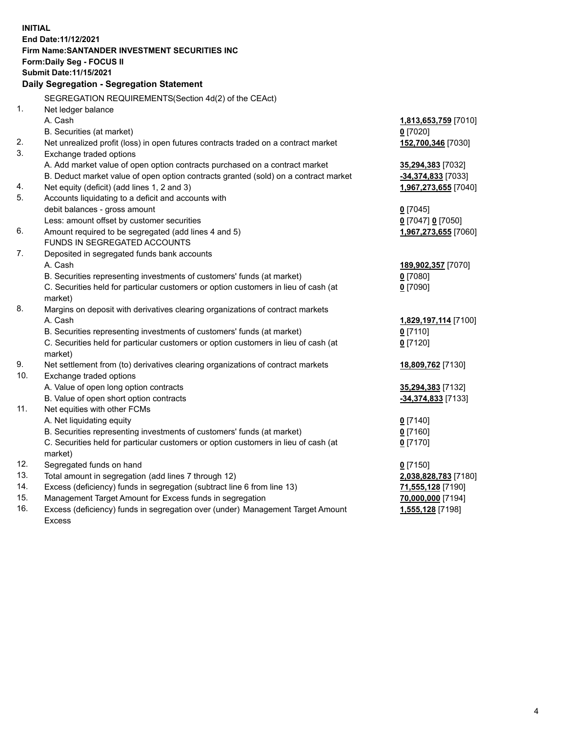**INITIAL**
**End Date:11/12/2021**
**Firm Name:SANTANDER INVESTMENT SECURITIES INC**
**Form:Daily Seg - FOCUS II**
**Submit Date:11/15/2021**

### Daily Segregation - Segregation Statement

| | | |
|---|---|---|
| | SEGREGATION REQUIREMENTS(Section 4d(2) of the CEAct) | |
| 1. | Net ledger balance | |
| | A. Cash | **1,813,653,759** [7010] |
| | B. Securities (at market) | **0** [7020] |
| 2. | Net unrealized profit (loss) in open futures contracts traded on a contract market | **152,700,346** [7030] |
| 3. | Exchange traded options | |
| | A. Add market value of open option contracts purchased on a contract market | **35,294,383** [7032] |
| | B. Deduct market value of open option contracts granted (sold) on a contract market | **-34,374,833** [7033] |
| 4. | Net equity (deficit) (add lines 1, 2 and 3) | **1,967,273,655** [7040] |
| 5. | Accounts liquidating to a deficit and accounts with debit balances - gross amount | **0** [7045] |
| | Less: amount offset by customer securities | **0** [7047] **0** [7050] |
| 6. | Amount required to be segregated (add lines 4 and 5) | **1,967,273,655** [7060] |
| | FUNDS IN SEGREGATED ACCOUNTS | |
| 7. | Deposited in segregated funds bank accounts | |
| | A. Cash | **189,902,357** [7070] |
| | B. Securities representing investments of customers' funds (at market) | **0** [7080] |
| | C. Securities held for particular customers or option customers in lieu of cash (at market) | **0** [7090] |
| 8. | Margins on deposit with derivatives clearing organizations of contract markets | |
| | A. Cash | **1,829,197,114** [7100] |
| | B. Securities representing investments of customers' funds (at market) | **0** [7110] |
| | C. Securities held for particular customers or option customers in lieu of cash (at market) | **0** [7120] |
| 9. | Net settlement from (to) derivatives clearing organizations of contract markets | **18,809,762** [7130] |
| 10. | Exchange traded options | |
| | A. Value of open long option contracts | **35,294,383** [7132] |
| | B. Value of open short option contracts | **-34,374,833** [7133] |
| 11. | Net equities with other FCMs | |
| | A. Net liquidating equity | **0** [7140] |
| | B. Securities representing investments of customers' funds (at market) | **0** [7160] |
| | C. Securities held for particular customers or option customers in lieu of cash (at market) | **0** [7170] |
| 12. | Segregated funds on hand | **0** [7150] |
| 13. | Total amount in segregation (add lines 7 through 12) | **2,038,828,783** [7180] |
| 14. | Excess (deficiency) funds in segregation (subtract line 6 from line 13) | **71,555,128** [7190] |
| 15. | Management Target Amount for Excess funds in segregation | **70,000,000** [7194] |
| 16. | Excess (deficiency) funds in segregation over (under) Management Target Amount Excess | **1,555,128** [7198] |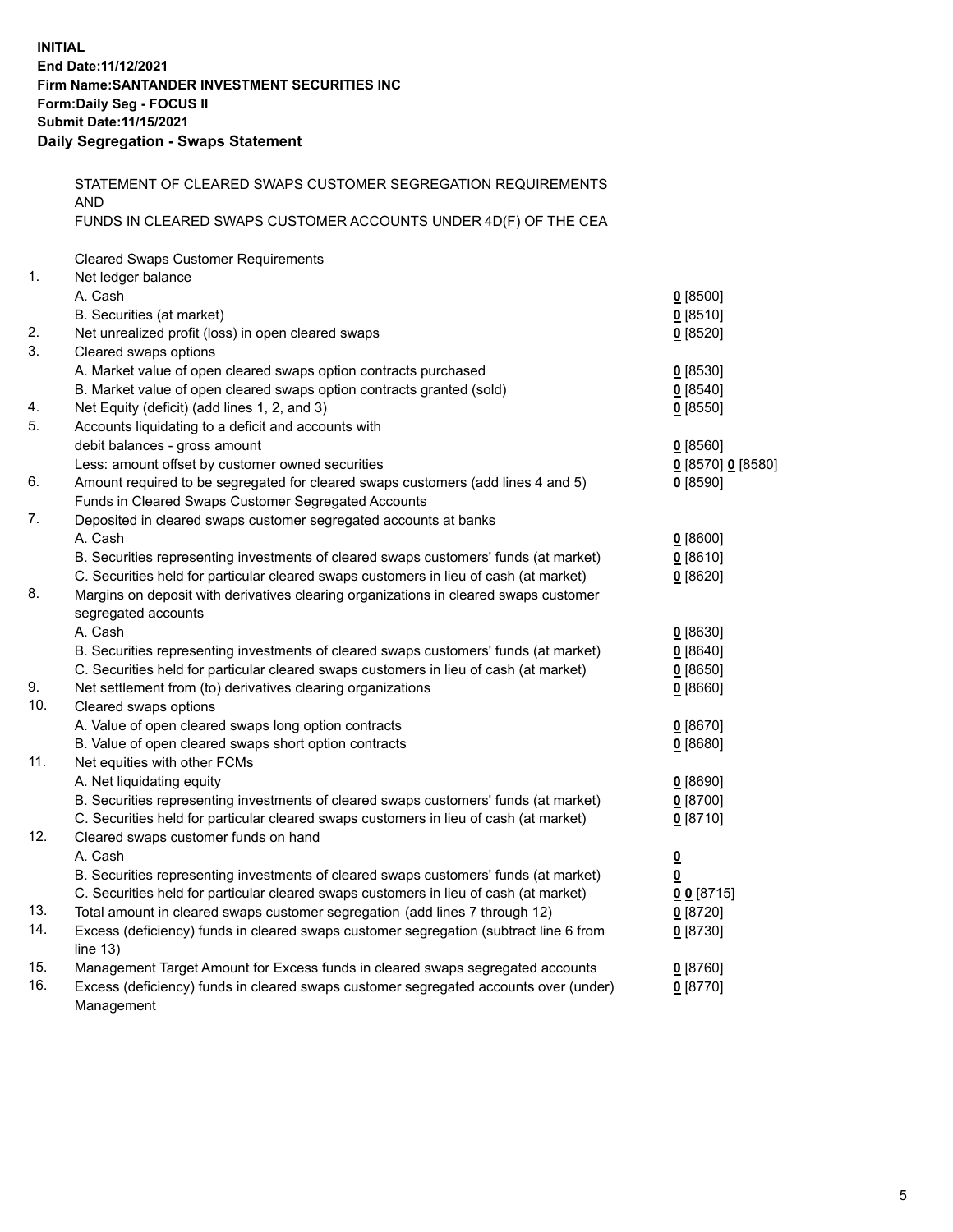**INITIAL**
**End Date:11/12/2021**
**Firm Name:SANTANDER INVESTMENT SECURITIES INC**
**Form:Daily Seg - FOCUS II**
**Submit Date:11/15/2021**
**Daily Segregation - Swaps Statement**

STATEMENT OF CLEARED SWAPS CUSTOMER SEGREGATION REQUIREMENTS AND FUNDS IN CLEARED SWAPS CUSTOMER ACCOUNTS UNDER 4D(F) OF THE CEA

| | | |
|---|---|---|
| | Cleared Swaps Customer Requirements | |
| 1. | Net ledger balance | |
| | A. Cash | 0 [8500] |
| | B. Securities (at market) | 0 [8510] |
| 2. | Net unrealized profit (loss) in open cleared swaps | 0 [8520] |
| 3. | Cleared swaps options | |
| | A. Market value of open cleared swaps option contracts purchased | 0 [8530] |
| | B. Market value of open cleared swaps option contracts granted (sold) | 0 [8540] |
| 4. | Net Equity (deficit) (add lines 1, 2, and 3) | 0 [8550] |
| 5. | Accounts liquidating to a deficit and accounts with debit balances - gross amount | 0 [8560] |
| | Less: amount offset by customer owned securities | 0 [8570] 0 [8580] |
| 6. | Amount required to be segregated for cleared swaps customers (add lines 4 and 5) | 0 [8590] |
| | Funds in Cleared Swaps Customer Segregated Accounts | |
| 7. | Deposited in cleared swaps customer segregated accounts at banks | |
| | A. Cash | 0 [8600] |
| | B. Securities representing investments of cleared swaps customers' funds (at market) | 0 [8610] |
| | C. Securities held for particular cleared swaps customers in lieu of cash (at market) | 0 [8620] |
| 8. | Margins on deposit with derivatives clearing organizations in cleared swaps customer segregated accounts | |
| | A. Cash | 0 [8630] |
| | B. Securities representing investments of cleared swaps customers' funds (at market) | 0 [8640] |
| | C. Securities held for particular cleared swaps customers in lieu of cash (at market) | 0 [8650] |
| 9. | Net settlement from (to) derivatives clearing organizations | 0 [8660] |
| 10. | Cleared swaps options | |
| | A. Value of open cleared swaps long option contracts | 0 [8670] |
| | B. Value of open cleared swaps short option contracts | 0 [8680] |
| 11. | Net equities with other FCMs | |
| | A. Net liquidating equity | 0 [8690] |
| | B. Securities representing investments of cleared swaps customers' funds (at market) | 0 [8700] |
| | C. Securities held for particular cleared swaps customers in lieu of cash (at market) | 0 [8710] |
| 12. | Cleared swaps customer funds on hand | |
| | A. Cash | 0 |
| | B. Securities representing investments of cleared swaps customers' funds (at market) | 0 |
| | C. Securities held for particular cleared swaps customers in lieu of cash (at market) | 0 0 [8715] |
| 13. | Total amount in cleared swaps customer segregation (add lines 7 through 12) | 0 [8720] |
| 14. | Excess (deficiency) funds in cleared swaps customer segregation (subtract line 6 from line 13) | 0 [8730] |
| 15. | Management Target Amount for Excess funds in cleared swaps segregated accounts | 0 [8760] |
| 16. | Excess (deficiency) funds in cleared swaps customer segregated accounts over (under) Management | 0 [8770] |